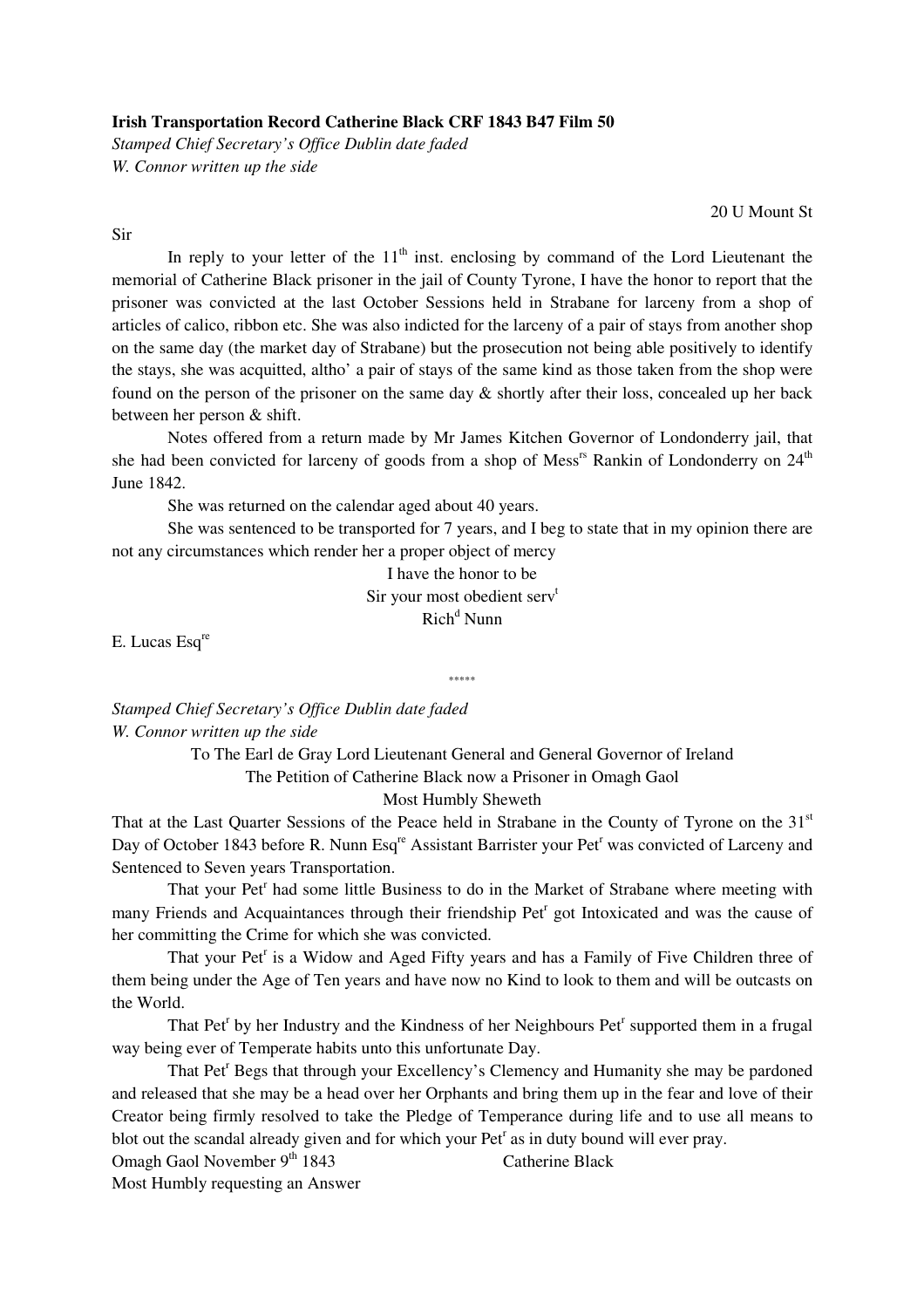**Irish Transportation Record Catherine Black CRF 1843 B47 Film 50**

*Stamped Chief Secretary's Office Dublin date faded*

*W. Connor written up the side*

20 U Mount St

Sir

In reply to your letter of the 11th inst. enclosing by command of the Lord Lieutenant the memorial of Catherine Black prisoner in the jail of County Tyrone, I have the honor to report that the prisoner was convicted at the last October Sessions held in Strabane for larceny from a shop of articles of calico, ribbon etc. She was also indicted for the larceny of a pair of stays from another shop on the same day (the market day of Strabane) but the prosecution not being able positively to identify the stays, she was acquitted, altho' a pair of stays of the same kind as those taken from the shop were found on the person of the prisoner on the same day & shortly after their loss, concealed up her back between her person & shift.

Notes offered from a return made by Mr James Kitchen Governor of Londonderry jail, that she had been convicted for larceny of goods from a shop of Messrs Rankin of Londonderry on 24th June 1842.

She was returned on the calendar aged about 40 years.

She was sentenced to be transported for 7 years, and I beg to state that in my opinion there are not any circumstances which render her a proper object of mercy

I have the honor to be
Sir your most obedient servt
Richd Nunn

E. Lucas Esqre

\*\*\*\*\*

*Stamped Chief Secretary's Office Dublin date faded*

*W. Connor written up the side*

To The Earl de Gray Lord Lieutenant General and General Governor of Ireland

The Petition of Catherine Black now a Prisoner in Omagh Gaol

Most Humbly Sheweth

That at the Last Quarter Sessions of the Peace held in Strabane in the County of Tyrone on the 31st Day of October 1843 before R. Nunn Esqre Assistant Barrister your Petr was convicted of Larceny and Sentenced to Seven years Transportation.

That your Petr had some little Business to do in the Market of Strabane where meeting with many Friends and Acquaintances through their friendship Petr got Intoxicated and was the cause of her committing the Crime for which she was convicted.

That your Petr is a Widow and Aged Fifty years and has a Family of Five Children three of them being under the Age of Ten years and have now no Kind to look to them and will be outcasts on the World.

That Petr by her Industry and the Kindness of her Neighbours Petr supported them in a frugal way being ever of Temperate habits unto this unfortunate Day.

That Petr Begs that through your Excellency's Clemency and Humanity she may be pardoned and released that she may be a head over her Orphants and bring them up in the fear and love of their Creator being firmly resolved to take the Pledge of Temperance during life and to use all means to blot out the scandal already given and for which your Petr as in duty bound will ever pray.

Omagh Gaol November 9th 1843 Catherine Black

Most Humbly requesting an Answer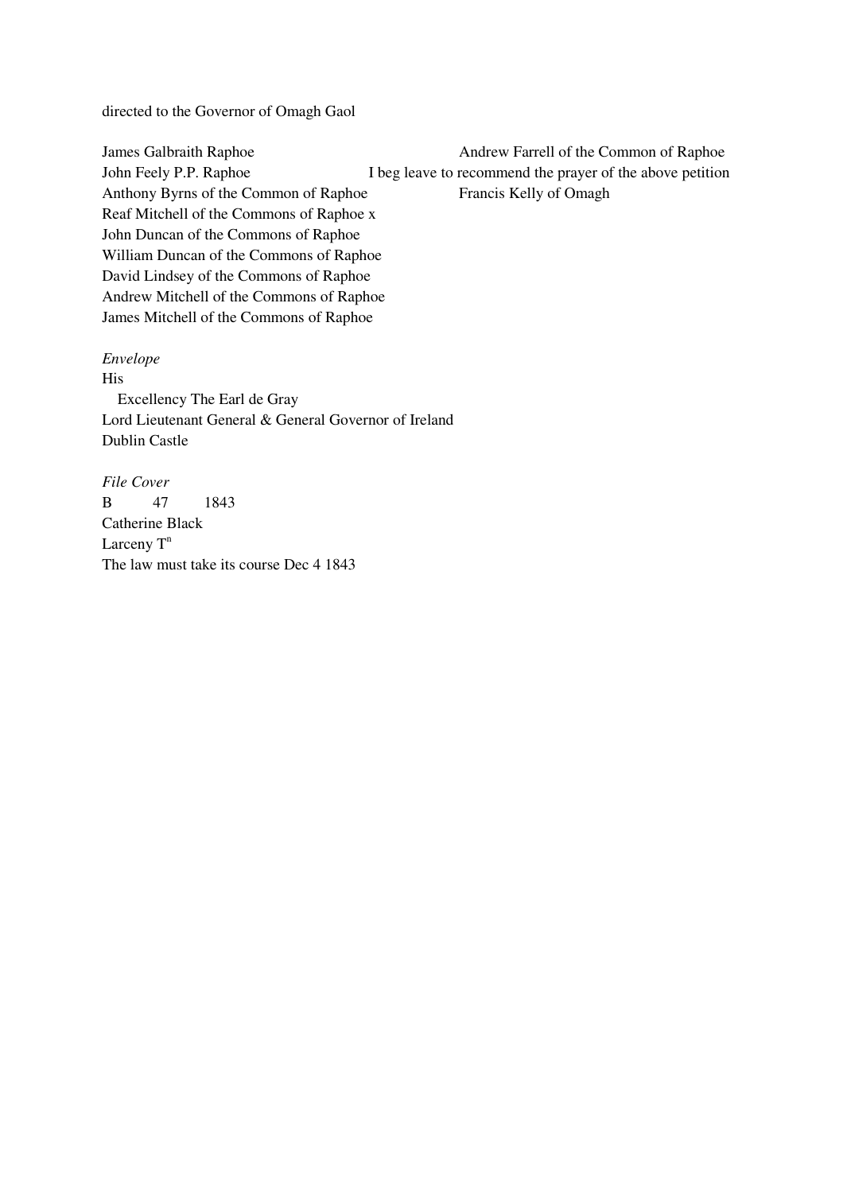directed to the Governor of Omagh Gaol

James Galbraith Raphoe
John Feely P.P. Raphoe
Anthony Byrns of the Common of Raphoe
Reaf Mitchell of the Commons of Raphoe x
John Duncan of the Commons of Raphoe
William Duncan of the Commons of Raphoe
David Lindsey of the Commons of Raphoe
Andrew Mitchell of the Commons of Raphoe
James Mitchell of the Commons of Raphoe

Andrew Farrell of the Common of Raphoe
I beg leave to recommend the prayer of the above petition
Francis Kelly of Omagh

*Envelope*
His
Excellency The Earl de Gray
Lord Lieutenant General & General Governor of Ireland
Dublin Castle

*File Cover*
B 47 1843
Catherine Black
Larceny $T^n$
The law must take its course Dec 4 1843